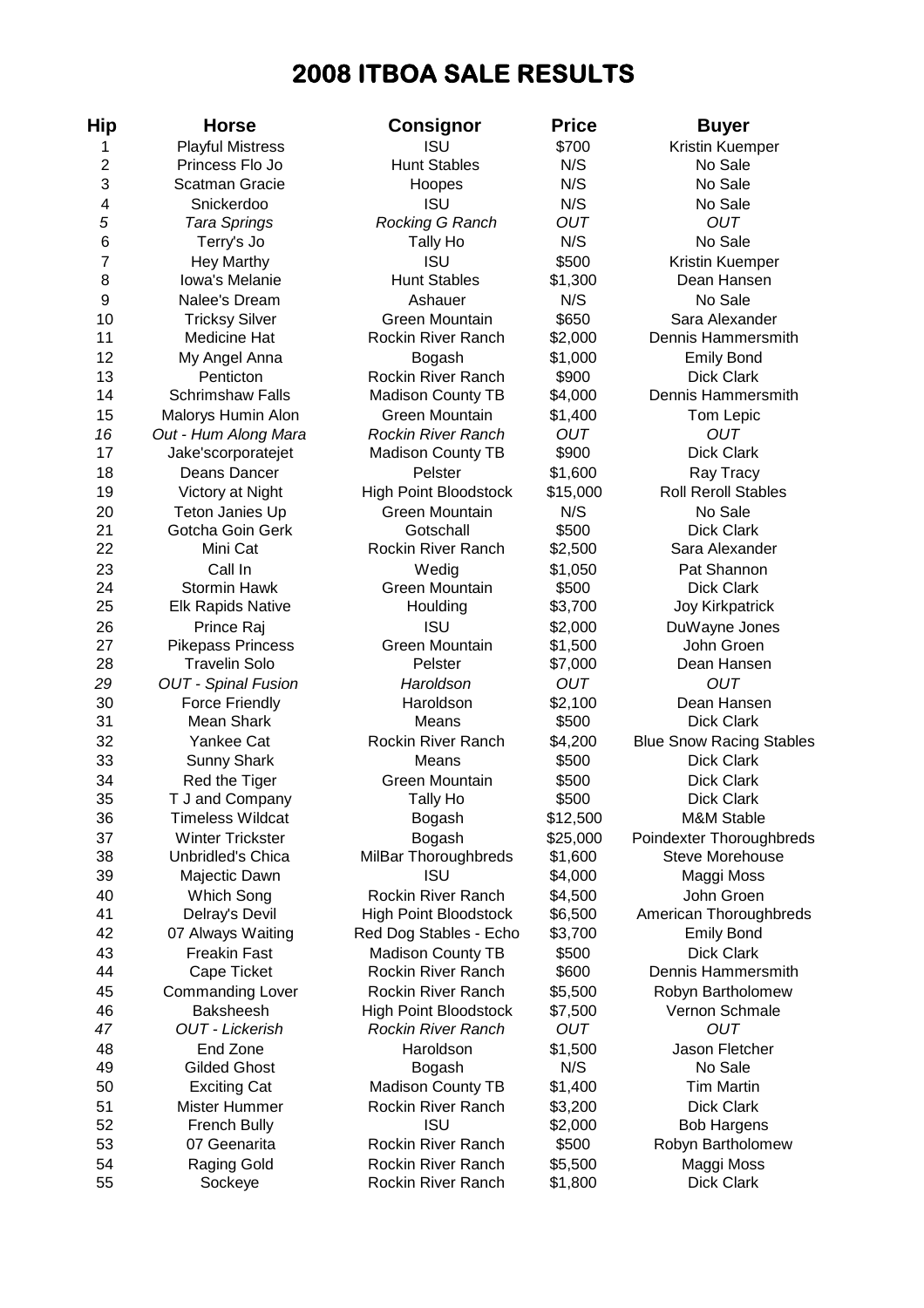# 2008 ITBOA SALE RESULTS

| Hip | Horse | Consignor | Price | Buyer |
|---|---|---|---|---|
| 1 | Playful Mistress | ISU | $700 | Kristin Kuemper |
| 2 | Princess Flo Jo | Hunt Stables | N/S | No Sale |
| 3 | Scatman Gracie | Hoopes | N/S | No Sale |
| 4 | Snickerdoo | ISU | N/S | No Sale |
| *5* | *Tara Springs* | *Rocking G Ranch* | *OUT* | *OUT* |
| 6 | Terry's Jo | Tally Ho | N/S | No Sale |
| 7 | Hey Marthy | ISU | $500 | Kristin Kuemper |
| 8 | Iowa's Melanie | Hunt Stables | $1,300 | Dean Hansen |
| 9 | Nalee's Dream | Ashauer | N/S | No Sale |
| 10 | Tricksy Silver | Green Mountain | $650 | Sara Alexander |
| 11 | Medicine Hat | Rockin River Ranch | $2,000 | Dennis Hammersmith |
| 12 | My Angel Anna | Bogash | $1,000 | Emily Bond |
| 13 | Penticton | Rockin River Ranch | $900 | Dick Clark |
| 14 | Schrimshaw Falls | Madison County TB | $4,000 | Dennis Hammersmith |
| 15 | Malorys Humin Alon | Green Mountain | $1,400 | Tom Lepic |
| *16* | *Out - Hum Along Mara* | *Rockin River Ranch* | *OUT* | *OUT* |
| 17 | Jake'scorporatejet | Madison County TB | $900 | Dick Clark |
| 18 | Deans Dancer | Pelster | $1,600 | Ray Tracy |
| 19 | Victory at Night | High Point Bloodstock | $15,000 | Roll Reroll Stables |
| 20 | Teton Janies Up | Green Mountain | N/S | No Sale |
| 21 | Gotcha Goin Gerk | Gotschall | $500 | Dick Clark |
| 22 | Mini Cat | Rockin River Ranch | $2,500 | Sara Alexander |
| 23 | Call In | Wedig | $1,050 | Pat Shannon |
| 24 | Stormin Hawk | Green Mountain | $500 | Dick Clark |
| 25 | Elk Rapids Native | Houlding | $3,700 | Joy Kirkpatrick |
| 26 | Prince Raj | ISU | $2,000 | DuWayne Jones |
| 27 | Pikepass Princess | Green Mountain | $1,500 | John Groen |
| 28 | Travelin Solo | Pelster | $7,000 | Dean Hansen |
| *29* | *OUT - Spinal Fusion* | *Haroldson* | *OUT* | *OUT* |
| 30 | Force Friendly | Haroldson | $2,100 | Dean Hansen |
| 31 | Mean Shark | Means | $500 | Dick Clark |
| 32 | Yankee Cat | Rockin River Ranch | $4,200 | Blue Snow Racing Stables |
| 33 | Sunny Shark | Means | $500 | Dick Clark |
| 34 | Red the Tiger | Green Mountain | $500 | Dick Clark |
| 35 | T J and Company | Tally Ho | $500 | Dick Clark |
| 36 | Timeless Wildcat | Bogash | $12,500 | M&M Stable |
| 37 | Winter Trickster | Bogash | $25,000 | Poindexter Thoroughbreds |
| 38 | Unbridled's Chica | MilBar Thoroughbreds | $1,600 | Steve Morehouse |
| 39 | Majectic Dawn | ISU | $4,000 | Maggi Moss |
| 40 | Which Song | Rockin River Ranch | $4,500 | John Groen |
| 41 | Delray's Devil | High Point Bloodstock | $6,500 | American Thoroughbreds |
| 42 | 07 Always Waiting | Red Dog Stables - Echo | $3,700 | Emily Bond |
| 43 | Freakin Fast | Madison County TB | $500 | Dick Clark |
| 44 | Cape Ticket | Rockin River Ranch | $600 | Dennis Hammersmith |
| 45 | Commanding Lover | Rockin River Ranch | $5,500 | Robyn Bartholomew |
| 46 | Baksheesh | High Point Bloodstock | $7,500 | Vernon Schmale |
| *47* | *OUT - Lickerish* | *Rockin River Ranch* | *OUT* | *OUT* |
| 48 | End Zone | Haroldson | $1,500 | Jason Fletcher |
| 49 | Gilded Ghost | Bogash | N/S | No Sale |
| 50 | Exciting Cat | Madison County TB | $1,400 | Tim Martin |
| 51 | Mister Hummer | Rockin River Ranch | $3,200 | Dick Clark |
| 52 | French Bully | ISU | $2,000 | Bob Hargens |
| 53 | 07 Geenarita | Rockin River Ranch | $500 | Robyn Bartholomew |
| 54 | Raging Gold | Rockin River Ranch | $5,500 | Maggi Moss |
| 55 | Sockeye | Rockin River Ranch | $1,800 | Dick Clark |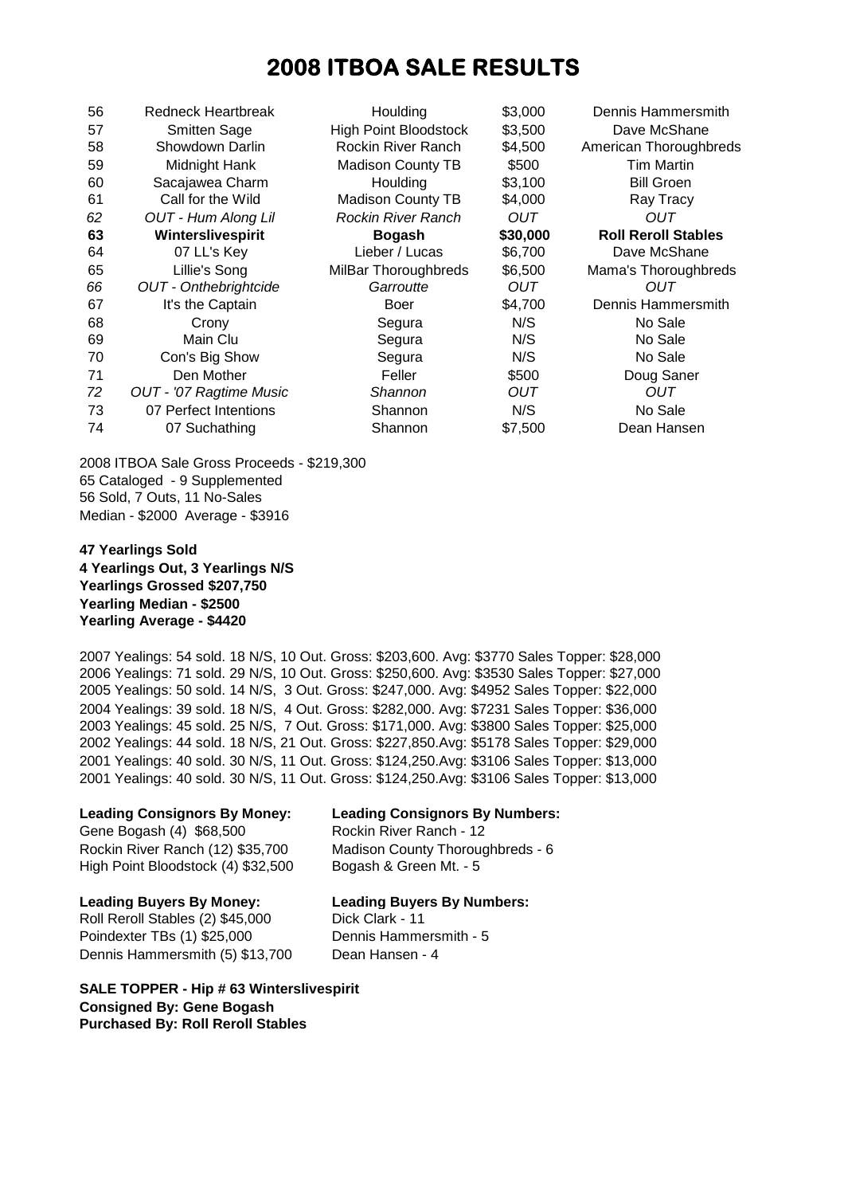# 2008 ITBOA SALE RESULTS

| | | | | |
|---|---|---|---|---|
| 56 | Redneck Heartbreak | Houlding | $3,000 | Dennis Hammersmith |
| 57 | Smitten Sage | High Point Bloodstock | $3,500 | Dave McShane |
| 58 | Showdown Darlin | Rockin River Ranch | $4,500 | American Thoroughbreds |
| 59 | Midnight Hank | Madison County TB | $500 | Tim Martin |
| 60 | Sacajawea Charm | Houlding | $3,100 | Bill Groen |
| 61 | Call for the Wild | Madison County TB | $4,000 | Ray Tracy |
| *62* | *OUT - Hum Along Lil* | *Rockin River Ranch* | *OUT* | *OUT* |
| **63** | **Winterslivespirit** | **Bogash** | **$30,000** | **Roll Reroll Stables** |
| 64 | 07 LL's Key | Lieber / Lucas | $6,700 | Dave McShane |
| 65 | Lillie's Song | MilBar Thoroughbreds | $6,500 | Mama's Thoroughbreds |
| *66* | *OUT - Onthebrightcide* | *Garroutte* | *OUT* | *OUT* |
| 67 | It's the Captain | Boer | $4,700 | Dennis Hammersmith |
| 68 | Crony | Segura | N/S | No Sale |
| 69 | Main Clu | Segura | N/S | No Sale |
| 70 | Con's Big Show | Segura | N/S | No Sale |
| 71 | Den Mother | Feller | $500 | Doug Saner |
| *72* | *OUT - '07 Ragtime Music* | *Shannon* | *OUT* | *OUT* |
| 73 | 07 Perfect Intentions | Shannon | N/S | No Sale |
| 74 | 07 Suchathing | Shannon | $7,500 | Dean Hansen |

2008 ITBOA Sale Gross Proceeds - $219,300
65 Cataloged - 9 Supplemented
56 Sold, 7 Outs, 11 No-Sales
Median - $2000 Average - $3916

**47 Yearlings Sold**
**4 Yearlings Out, 3 Yearlings N/S**
**Yearlings Grossed $207,750**
**Yearling Median - $2500**
**Yearling Average - $4420**

2007 Yealings: 54 sold. 18 N/S, 10 Out. Gross: $203,600. Avg: $3770 Sales Topper: $28,000
2006 Yealings: 71 sold. 29 N/S, 10 Out. Gross: $250,600. Avg: $3530 Sales Topper: $27,000
2005 Yealings: 50 sold. 14 N/S, 3 Out. Gross: $247,000. Avg: $4952 Sales Topper: $22,000
2004 Yealings: 39 sold. 18 N/S, 4 Out. Gross: $282,000. Avg: $7231 Sales Topper: $36,000
2003 Yealings: 45 sold. 25 N/S, 7 Out. Gross: $171,000. Avg: $3800 Sales Topper: $25,000
2002 Yealings: 44 sold. 18 N/S, 21 Out. Gross: $227,850.Avg: $5178 Sales Topper: $29,000
2001 Yealings: 40 sold. 30 N/S, 11 Out. Gross: $124,250.Avg: $3106 Sales Topper: $13,000
2001 Yealings: 40 sold. 30 N/S, 11 Out. Gross: $124,250.Avg: $3106 Sales Topper: $13,000

**Leading Consignors By Money:**
Gene Bogash (4) $68,500
Rockin River Ranch (12) $35,700
High Point Bloodstock (4) $32,500

**Leading Consignors By Numbers:**
Rockin River Ranch - 12
Madison County Thoroughbreds - 6
Bogash & Green Mt. - 5

**Leading Buyers By Money:**
Roll Reroll Stables (2) $45,000
Poindexter TBs (1) $25,000
Dennis Hammersmith (5) $13,700

**Leading Buyers By Numbers:**
Dick Clark - 11
Dennis Hammersmith - 5
Dean Hansen - 4

**SALE TOPPER - Hip # 63 Winterslivespirit**
**Consigned By: Gene Bogash**
**Purchased By: Roll Reroll Stables**